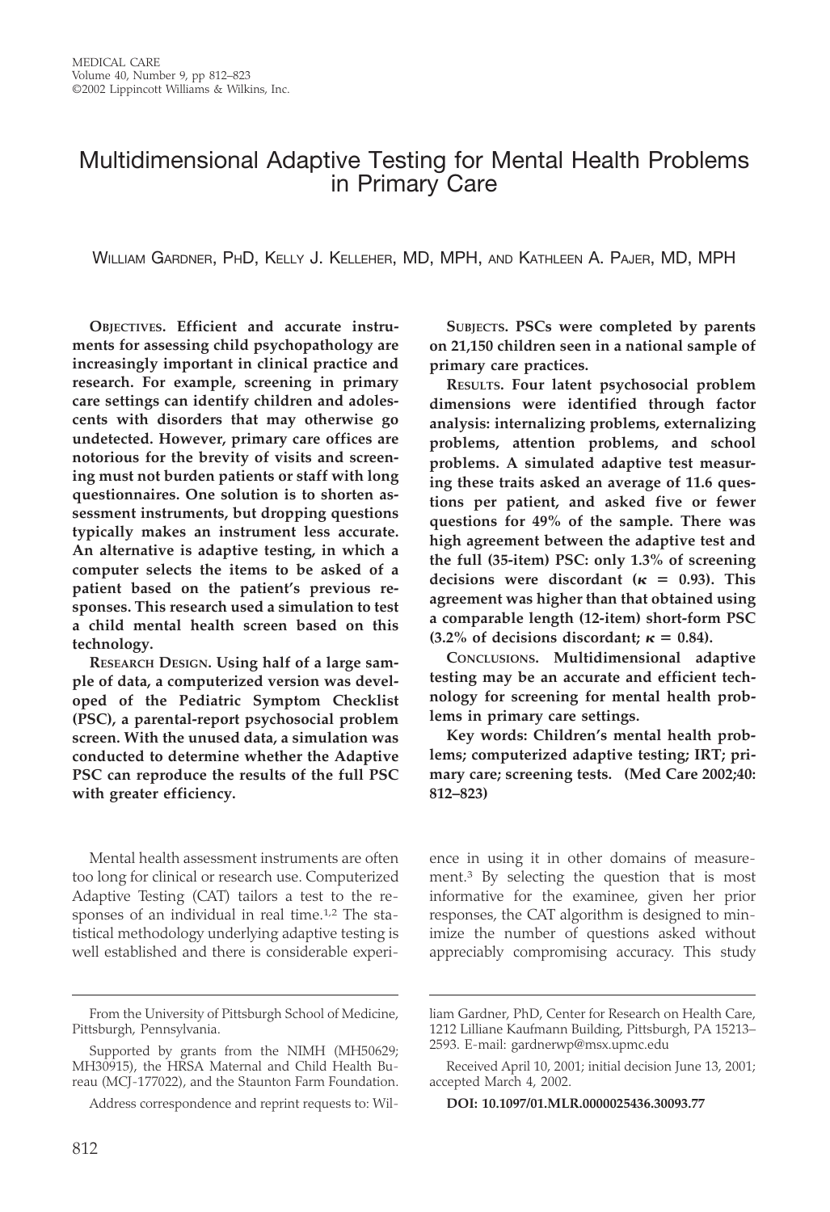# Multidimensional Adaptive Testing for Mental Health Problems in Primary Care

William Gardner, PhD, Kelly J. Kelleher, MD, MPH, and Kathleen A. Pajer, MD, MPH

**Objectives. Efficient and accurate instruments for assessing child psychopathology are increasingly important in clinical practice and research. For example, screening in primary care settings can identify children and adolescents with disorders that may otherwise go undetected. However, primary care offices are notorious for the brevity of visits and screening must not burden patients or staff with long questionnaires. One solution is to shorten assessment instruments, but dropping questions typically makes an instrument less accurate. An alternative is adaptive testing, in which a computer selects the items to be asked of a patient based on the patient's previous responses. This research used a simulation to test a child mental health screen based on this technology.**

**Research Design. Using half of a large sample of data, a computerized version was developed of the Pediatric Symptom Checklist (PSC), a parental-report psychosocial problem screen. With the unused data, a simulation was conducted to determine whether the Adaptive PSC can reproduce the results of the full PSC with greater efficiency.**

**Subjects. PSCs were completed by parents on 21,150 children seen in a national sample of primary care practices.**

**Results. Four latent psychosocial problem dimensions were identified through factor analysis: internalizing problems, externalizing problems, attention problems, and school problems. A simulated adaptive test measuring these traits asked an average of 11.6 questions per patient, and asked five or fewer questions for 49% of the sample. There was high agreement between the adaptive test and the full (35-item) PSC: only 1.3% of screening decisions were discordant ($\kappa = 0.93$). This agreement was higher than that obtained using a comparable length (12-item) short-form PSC (3.2% of decisions discordant; $\kappa = 0.84$).**

**Conclusions. Multidimensional adaptive testing may be an accurate and efficient technology for screening for mental health problems in primary care settings.**

**Key words: Children's mental health problems; computerized adaptive testing; IRT; primary care; screening tests. (Med Care 2002;40: 812–823)**

Mental health assessment instruments are often too long for clinical or research use. Computerized Adaptive Testing (CAT) tailors a test to the responses of an individual in real time.[1,2] The statistical methodology underlying adaptive testing is well established and there is considerable experience in using it in other domains of measurement.[3] By selecting the question that is most informative for the examinee, given her prior responses, the CAT algorithm is designed to minimize the number of questions asked without appreciably compromising accuracy. This study

---

From the University of Pittsburgh School of Medicine, Pittsburgh, Pennsylvania.

Supported by grants from the NIMH (MH50629; MH30915), the HRSA Maternal and Child Health Bureau (MCJ-177022), and the Staunton Farm Foundation.

Address correspondence and reprint requests to: William Gardner, PhD, Center for Research on Health Care, 1212 Lilliane Kaufmann Building, Pittsburgh, PA 15213–2593. E-mail: gardnerwp@msx.upmc.edu

Received April 10, 2001; initial decision June 13, 2001; accepted March 4, 2002.

**DOI: 10.1097/01.MLR.0000025436.30093.77**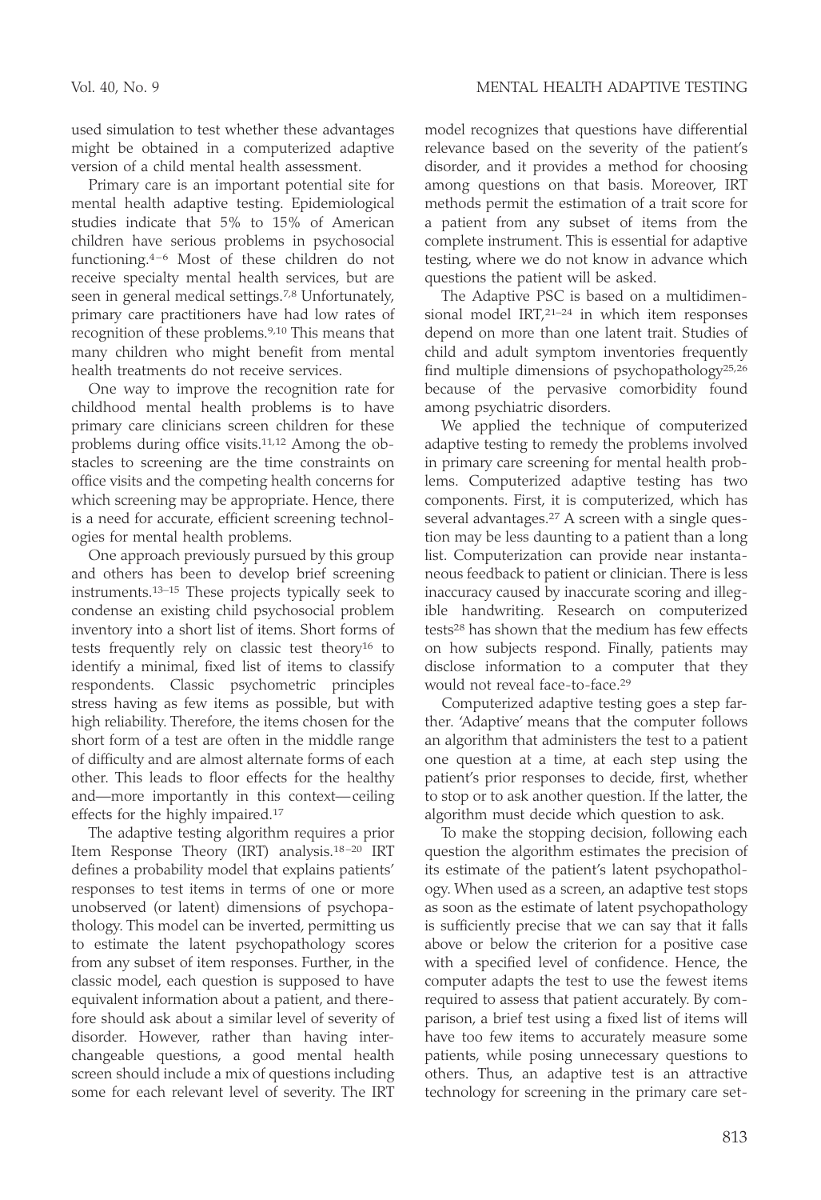used simulation to test whether these advantages might be obtained in a computerized adaptive version of a child mental health assessment.

Primary care is an important potential site for mental health adaptive testing. Epidemiological studies indicate that 5% to 15% of American children have serious problems in psychosocial functioning.[4–6] Most of these children do not receive specialty mental health services, but are seen in general medical settings.[7,8] Unfortunately, primary care practitioners have had low rates of recognition of these problems.[9,10] This means that many children who might benefit from mental health treatments do not receive services.

One way to improve the recognition rate for childhood mental health problems is to have primary care clinicians screen children for these problems during office visits.[11,12] Among the obstacles to screening are the time constraints on office visits and the competing health concerns for which screening may be appropriate. Hence, there is a need for accurate, efficient screening technologies for mental health problems.

One approach previously pursued by this group and others has been to develop brief screening instruments.[13–15] These projects typically seek to condense an existing child psychosocial problem inventory into a short list of items. Short forms of tests frequently rely on classic test theory[16] to identify a minimal, fixed list of items to classify respondents. Classic psychometric principles stress having as few items as possible, but with high reliability. Therefore, the items chosen for the short form of a test are often in the middle range of difficulty and are almost alternate forms of each other. This leads to floor effects for the healthy and—more importantly in this context—ceiling effects for the highly impaired.[17]

The adaptive testing algorithm requires a prior Item Response Theory (IRT) analysis.[18–20] IRT defines a probability model that explains patients' responses to test items in terms of one or more unobserved (or latent) dimensions of psychopathology. This model can be inverted, permitting us to estimate the latent psychopathology scores from any subset of item responses. Further, in the classic model, each question is supposed to have equivalent information about a patient, and therefore should ask about a similar level of severity of disorder. However, rather than having interchangeable questions, a good mental health screen should include a mix of questions including some for each relevant level of severity. The IRT model recognizes that questions have differential relevance based on the severity of the patient's disorder, and it provides a method for choosing among questions on that basis. Moreover, IRT methods permit the estimation of a trait score for a patient from any subset of items from the complete instrument. This is essential for adaptive testing, where we do not know in advance which questions the patient will be asked.

The Adaptive PSC is based on a multidimensional model IRT,[21–24] in which item responses depend on more than one latent trait. Studies of child and adult symptom inventories frequently find multiple dimensions of psychopathology[25,26] because of the pervasive comorbidity found among psychiatric disorders.

We applied the technique of computerized adaptive testing to remedy the problems involved in primary care screening for mental health problems. Computerized adaptive testing has two components. First, it is computerized, which has several advantages.[27] A screen with a single question may be less daunting to a patient than a long list. Computerization can provide near instantaneous feedback to patient or clinician. There is less inaccuracy caused by inaccurate scoring and illegible handwriting. Research on computerized tests[28] has shown that the medium has few effects on how subjects respond. Finally, patients may disclose information to a computer that they would not reveal face-to-face.[29]

Computerized adaptive testing goes a step farther. 'Adaptive' means that the computer follows an algorithm that administers the test to a patient one question at a time, at each step using the patient's prior responses to decide, first, whether to stop or to ask another question. If the latter, the algorithm must decide which question to ask.

To make the stopping decision, following each question the algorithm estimates the precision of its estimate of the patient's latent psychopathology. When used as a screen, an adaptive test stops as soon as the estimate of latent psychopathology is sufficiently precise that we can say that it falls above or below the criterion for a positive case with a specified level of confidence. Hence, the computer adapts the test to use the fewest items required to assess that patient accurately. By comparison, a brief test using a fixed list of items will have too few items to accurately measure some patients, while posing unnecessary questions to others. Thus, an adaptive test is an attractive technology for screening in the primary care set-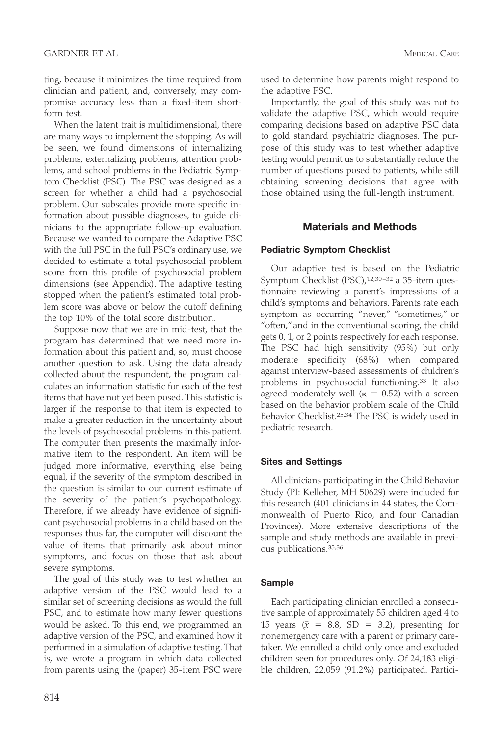ting, because it minimizes the time required from clinician and patient, and, conversely, may compromise accuracy less than a fixed-item short-form test.

When the latent trait is multidimensional, there are many ways to implement the stopping. As will be seen, we found dimensions of internalizing problems, externalizing problems, attention problems, and school problems in the Pediatric Symptom Checklist (PSC). The PSC was designed as a screen for whether a child had a psychosocial problem. Our subscales provide more specific information about possible diagnoses, to guide clinicians to the appropriate follow-up evaluation. Because we wanted to compare the Adaptive PSC with the full PSC in the full PSC's ordinary use, we decided to estimate a total psychosocial problem score from this profile of psychosocial problem dimensions (see Appendix). The adaptive testing stopped when the patient's estimated total problem score was above or below the cutoff defining the top 10% of the total score distribution.

Suppose now that we are in mid-test, that the program has determined that we need more information about this patient and, so, must choose another question to ask. Using the data already collected about the respondent, the program calculates an information statistic for each of the test items that have not yet been posed. This statistic is larger if the response to that item is expected to make a greater reduction in the uncertainty about the levels of psychosocial problems in this patient. The computer then presents the maximally informative item to the respondent. An item will be judged more informative, everything else being equal, if the severity of the symptom described in the question is similar to our current estimate of the severity of the patient's psychopathology. Therefore, if we already have evidence of significant psychosocial problems in a child based on the responses thus far, the computer will discount the value of items that primarily ask about minor symptoms, and focus on those that ask about severe symptoms.

The goal of this study was to test whether an adaptive version of the PSC would lead to a similar set of screening decisions as would the full PSC, and to estimate how many fewer questions would be asked. To this end, we programmed an adaptive version of the PSC, and examined how it performed in a simulation of adaptive testing. That is, we wrote a program in which data collected from parents using the (paper) 35-item PSC were used to determine how parents might respond to the adaptive PSC.

Importantly, the goal of this study was not to validate the adaptive PSC, which would require comparing decisions based on adaptive PSC data to gold standard psychiatric diagnoses. The purpose of this study was to test whether adaptive testing would permit us to substantially reduce the number of questions posed to patients, while still obtaining screening decisions that agree with those obtained using the full-length instrument.

## Materials and Methods

### Pediatric Symptom Checklist

Our adaptive test is based on the Pediatric Symptom Checklist (PSC),[12,30–32] a 35-item questionnaire reviewing a parent's impressions of a child's symptoms and behaviors. Parents rate each symptom as occurring "never," "sometimes," or "often," and in the conventional scoring, the child gets 0, 1, or 2 points respectively for each response. The PSC had high sensitivity (95%) but only moderate specificity (68%) when compared against interview-based assessments of children's problems in psychosocial functioning.[33] It also agreed moderately well ($\kappa = 0.52$) with a screen based on the behavior problem scale of the Child Behavior Checklist.[25,34] The PSC is widely used in pediatric research.

### Sites and Settings

All clinicians participating in the Child Behavior Study (PI: Kelleher, MH 50629) were included for this research (401 clinicians in 44 states, the Commonwealth of Puerto Rico, and four Canadian Provinces). More extensive descriptions of the sample and study methods are available in previous publications.[35,36]

### Sample

Each participating clinician enrolled a consecutive sample of approximately 55 children aged 4 to 15 years ($\bar{x} = 8.8$, SD = 3.2), presenting for nonemergency care with a parent or primary caretaker. We enrolled a child only once and excluded children seen for procedures only. Of 24,183 eligible children, 22,059 (91.2%) participated. Partici-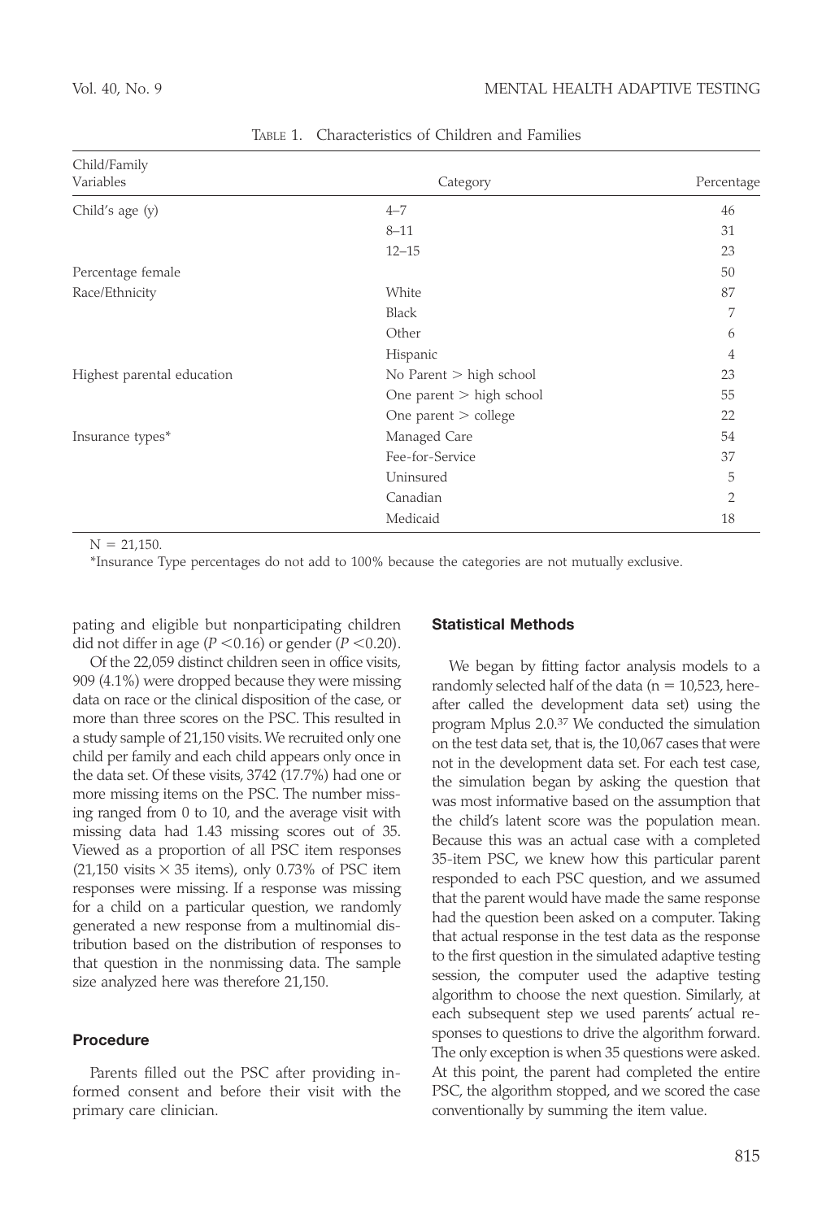TABLE 1. Characteristics of Children and Families

| Child/Family Variables | Category | Percentage |
|---|---|---|
| Child's age (y) | 4–7 | 46 |
| | 8–11 | 31 |
| | 12–15 | 23 |
| Percentage female | | 50 |
| Race/Ethnicity | White | 87 |
| | Black | 7 |
| | Other | 6 |
| | Hispanic | 4 |
| Highest parental education | No Parent > high school | 23 |
| | One parent > high school | 55 |
| | One parent > college | 22 |
| Insurance types* | Managed Care | 54 |
| | Fee-for-Service | 37 |
| | Uninsured | 5 |
| | Canadian | 2 |
| | Medicaid | 18 |

N = 21,150.

*Insurance Type percentages do not add to 100% because the categories are not mutually exclusive.

pating and eligible but nonparticipating children did not differ in age ($P < 0.16$) or gender ($P < 0.20$).

Of the 22,059 distinct children seen in office visits, 909 (4.1%) were dropped because they were missing data on race or the clinical disposition of the case, or more than three scores on the PSC. This resulted in a study sample of 21,150 visits. We recruited only one child per family and each child appears only once in the data set. Of these visits, 3742 (17.7%) had one or more missing items on the PSC. The number missing ranged from 0 to 10, and the average visit with missing data had 1.43 missing scores out of 35. Viewed as a proportion of all PSC item responses (21,150 visits $\times$ 35 items), only 0.73% of PSC item responses were missing. If a response was missing for a child on a particular question, we randomly generated a new response from a multinomial distribution based on the distribution of responses to that question in the nonmissing data. The sample size analyzed here was therefore 21,150.

### Procedure

Parents filled out the PSC after providing informed consent and before their visit with the primary care clinician.

### Statistical Methods

We began by fitting factor analysis models to a randomly selected half of the data (n = 10,523, hereafter called the development data set) using the program Mplus 2.0.[37] We conducted the simulation on the test data set, that is, the 10,067 cases that were not in the development data set. For each test case, the simulation began by asking the question that was most informative based on the assumption that the child's latent score was the population mean. Because this was an actual case with a completed 35-item PSC, we knew how this particular parent responded to each PSC question, and we assumed that the parent would have made the same response had the question been asked on a computer. Taking that actual response in the test data as the response to the first question in the simulated adaptive testing session, the computer used the adaptive testing algorithm to choose the next question. Similarly, at each subsequent step we used parents' actual responses to questions to drive the algorithm forward. The only exception is when 35 questions were asked. At this point, the parent had completed the entire PSC, the algorithm stopped, and we scored the case conventionally by summing the item value.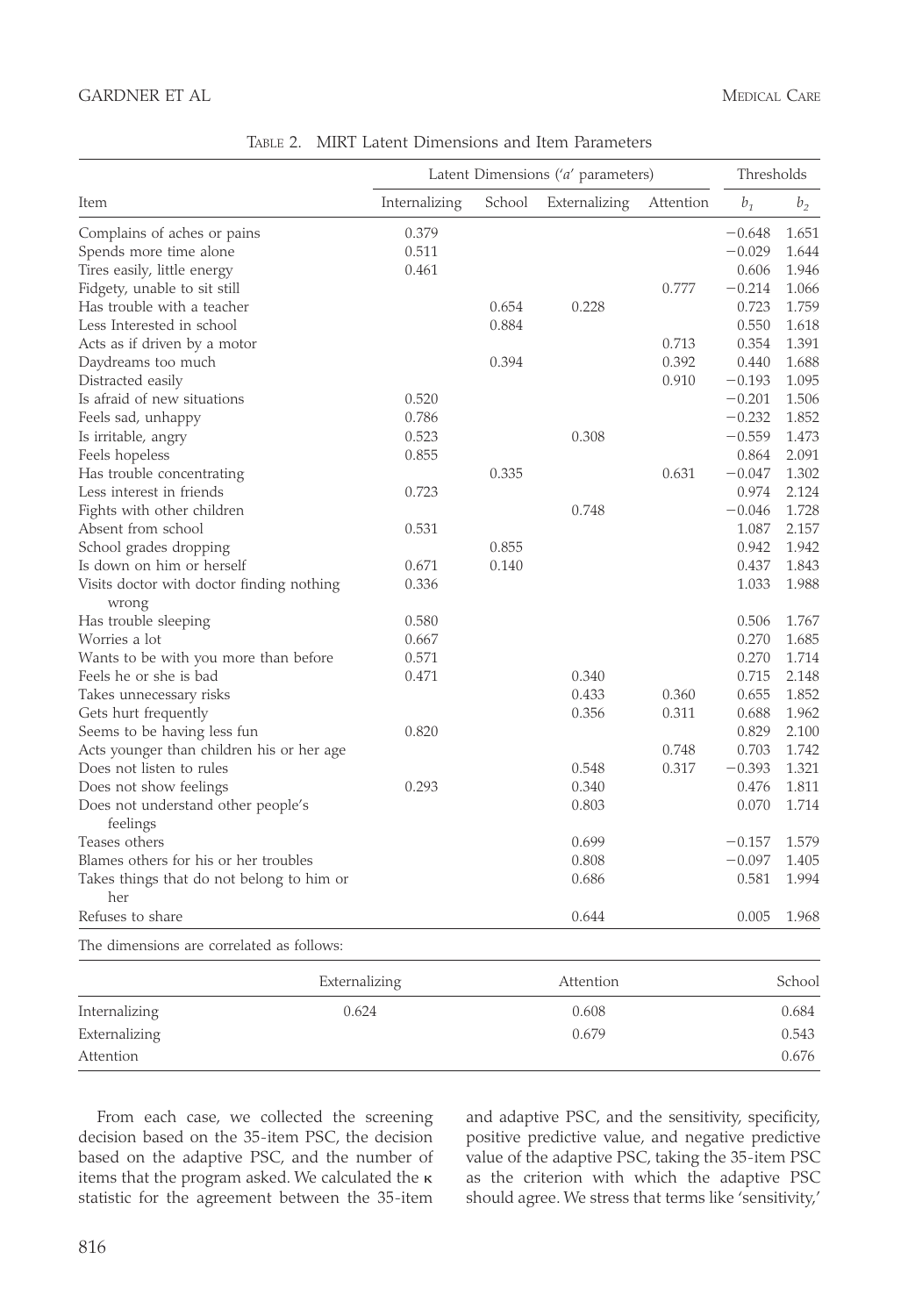TABLE 2. MIRT Latent Dimensions and Item Parameters

| Item | Latent Dimensions ('a' parameters) | | | | Thresholds | |
|---|---|---|---|---|---|---|
| | Internalizing | School | Externalizing | Attention | $b_1$ | $b_2$ |
| Complains of aches or pains | 0.379 | | | | −0.648 | 1.651 |
| Spends more time alone | 0.511 | | | | −0.029 | 1.644 |
| Tires easily, little energy | 0.461 | | | | 0.606 | 1.946 |
| Fidgety, unable to sit still | | | | 0.777 | −0.214 | 1.066 |
| Has trouble with a teacher | | 0.654 | 0.228 | | 0.723 | 1.759 |
| Less Interested in school | | 0.884 | | | 0.550 | 1.618 |
| Acts as if driven by a motor | | | | 0.713 | 0.354 | 1.391 |
| Daydreams too much | | 0.394 | | 0.392 | 0.440 | 1.688 |
| Distracted easily | | | | 0.910 | −0.193 | 1.095 |
| Is afraid of new situations | 0.520 | | | | −0.201 | 1.506 |
| Feels sad, unhappy | 0.786 | | | | −0.232 | 1.852 |
| Is irritable, angry | 0.523 | | 0.308 | | −0.559 | 1.473 |
| Feels hopeless | 0.855 | | | | 0.864 | 2.091 |
| Has trouble concentrating | | 0.335 | | 0.631 | −0.047 | 1.302 |
| Less interest in friends | 0.723 | | | | 0.974 | 2.124 |
| Fights with other children | | | 0.748 | | −0.046 | 1.728 |
| Absent from school | 0.531 | | | | 1.087 | 2.157 |
| School grades dropping | | 0.855 | | | 0.942 | 1.942 |
| Is down on him or herself | 0.671 | 0.140 | | | 0.437 | 1.843 |
| Visits doctor with doctor finding nothing wrong | 0.336 | | | | 1.033 | 1.988 |
| Has trouble sleeping | 0.580 | | | | 0.506 | 1.767 |
| Worries a lot | 0.667 | | | | 0.270 | 1.685 |
| Wants to be with you more than before | 0.571 | | | | 0.270 | 1.714 |
| Feels he or she is bad | 0.471 | | 0.340 | | 0.715 | 2.148 |
| Takes unnecessary risks | | | 0.433 | 0.360 | 0.655 | 1.852 |
| Gets hurt frequently | | | 0.356 | 0.311 | 0.688 | 1.962 |
| Seems to be having less fun | 0.820 | | | | 0.829 | 2.100 |
| Acts younger than children his or her age | | | | 0.748 | 0.703 | 1.742 |
| Does not listen to rules | | | 0.548 | 0.317 | −0.393 | 1.321 |
| Does not show feelings | 0.293 | | 0.340 | | 0.476 | 1.811 |
| Does not understand other people's feelings | | | 0.803 | | 0.070 | 1.714 |
| Teases others | | | 0.699 | | −0.157 | 1.579 |
| Blames others for his or her troubles | | | 0.808 | | −0.097 | 1.405 |
| Takes things that do not belong to him or her | | | 0.686 | | 0.581 | 1.994 |
| Refuses to share | | | 0.644 | | 0.005 | 1.968 |

The dimensions are correlated as follows:

| | Externalizing | Attention | School |
|---|---|---|---|
| Internalizing | 0.624 | 0.608 | 0.684 |
| Externalizing | | 0.679 | 0.543 |
| Attention | | | 0.676 |

From each case, we collected the screening decision based on the 35-item PSC, the decision based on the adaptive PSC, and the number of items that the program asked. We calculated the κ statistic for the agreement between the 35-item and adaptive PSC, and the sensitivity, specificity, positive predictive value, and negative predictive value of the adaptive PSC, taking the 35-item PSC as the criterion with which the adaptive PSC should agree. We stress that terms like 'sensitivity,'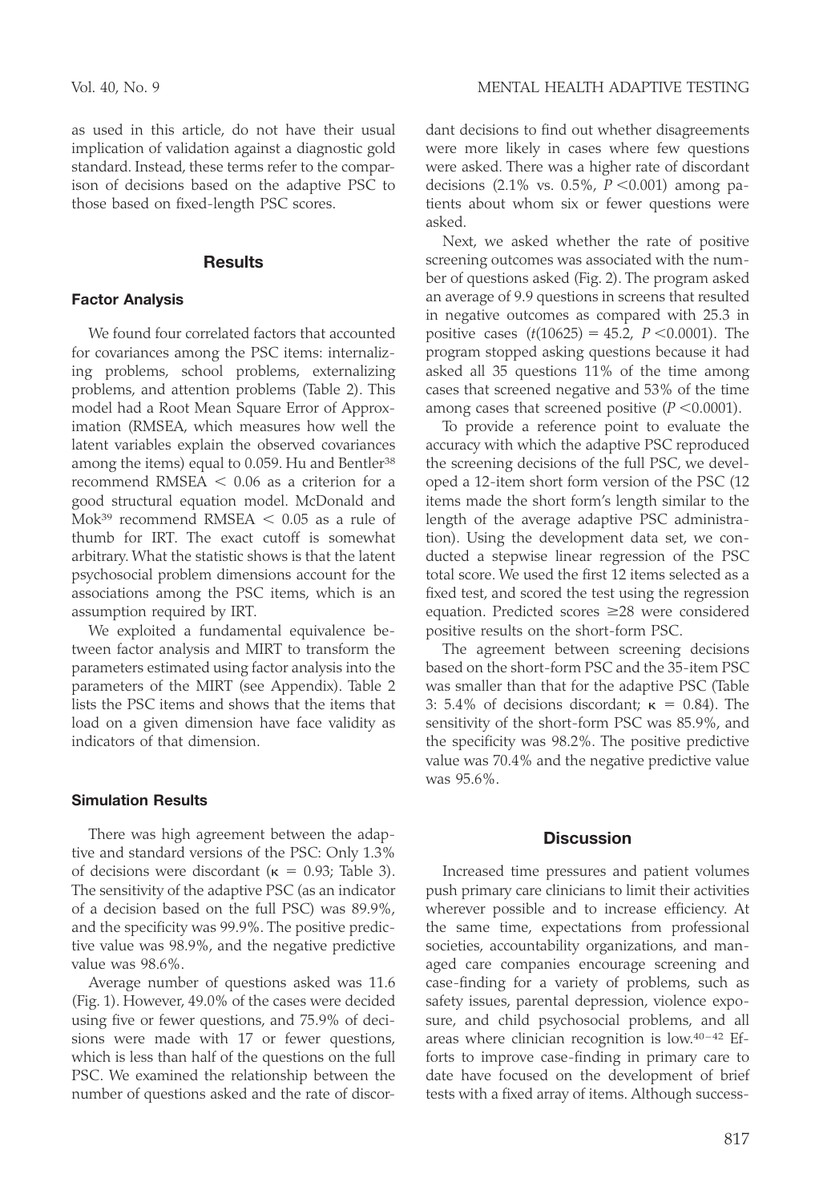as used in this article, do not have their usual implication of validation against a diagnostic gold standard. Instead, these terms refer to the comparison of decisions based on the adaptive PSC to those based on fixed-length PSC scores.

## Results

### Factor Analysis

We found four correlated factors that accounted for covariances among the PSC items: internalizing problems, school problems, externalizing problems, and attention problems (Table 2). This model had a Root Mean Square Error of Approximation (RMSEA, which measures how well the latent variables explain the observed covariances among the items) equal to 0.059. Hu and Bentler[38] recommend RMSEA $< 0.06$ as a criterion for a good structural equation model. McDonald and Mok[39] recommend RMSEA $< 0.05$ as a rule of thumb for IRT. The exact cutoff is somewhat arbitrary. What the statistic shows is that the latent psychosocial problem dimensions account for the associations among the PSC items, which is an assumption required by IRT.

We exploited a fundamental equivalence between factor analysis and MIRT to transform the parameters estimated using factor analysis into the parameters of the MIRT (see Appendix). Table 2 lists the PSC items and shows that the items that load on a given dimension have face validity as indicators of that dimension.

### Simulation Results

There was high agreement between the adaptive and standard versions of the PSC: Only 1.3% of decisions were discordant ($\kappa = 0.93$; Table 3). The sensitivity of the adaptive PSC (as an indicator of a decision based on the full PSC) was 89.9%, and the specificity was 99.9%. The positive predictive value was 98.9%, and the negative predictive value was 98.6%.

Average number of questions asked was 11.6 (Fig. 1). However, 49.0% of the cases were decided using five or fewer questions, and 75.9% of decisions were made with 17 or fewer questions, which is less than half of the questions on the full PSC. We examined the relationship between the number of questions asked and the rate of discordant decisions to find out whether disagreements were more likely in cases where few questions were asked. There was a higher rate of discordant decisions (2.1% vs. 0.5%, $P < 0.001$) among patients about whom six or fewer questions were asked.

Next, we asked whether the rate of positive screening outcomes was associated with the number of questions asked (Fig. 2). The program asked an average of 9.9 questions in screens that resulted in negative outcomes as compared with 25.3 in positive cases ($t(10625) = 45.2$, $P < 0.0001$). The program stopped asking questions because it had asked all 35 questions 11% of the time among cases that screened negative and 53% of the time among cases that screened positive ($P < 0.0001$).

To provide a reference point to evaluate the accuracy with which the adaptive PSC reproduced the screening decisions of the full PSC, we developed a 12-item short form version of the PSC (12 items made the short form's length similar to the length of the average adaptive PSC administration). Using the development data set, we conducted a stepwise linear regression of the PSC total score. We used the first 12 items selected as a fixed test, and scored the test using the regression equation. Predicted scores $\geq 28$ were considered positive results on the short-form PSC.

The agreement between screening decisions based on the short-form PSC and the 35-item PSC was smaller than that for the adaptive PSC (Table 3: 5.4% of decisions discordant; $\kappa = 0.84$). The sensitivity of the short-form PSC was 85.9%, and the specificity was 98.2%. The positive predictive value was 70.4% and the negative predictive value was 95.6%.

## Discussion

Increased time pressures and patient volumes push primary care clinicians to limit their activities wherever possible and to increase efficiency. At the same time, expectations from professional societies, accountability organizations, and managed care companies encourage screening and case-finding for a variety of problems, such as safety issues, parental depression, violence exposure, and child psychosocial problems, and all areas where clinician recognition is low.[40–42] Efforts to improve case-finding in primary care to date have focused on the development of brief tests with a fixed array of items. Although success-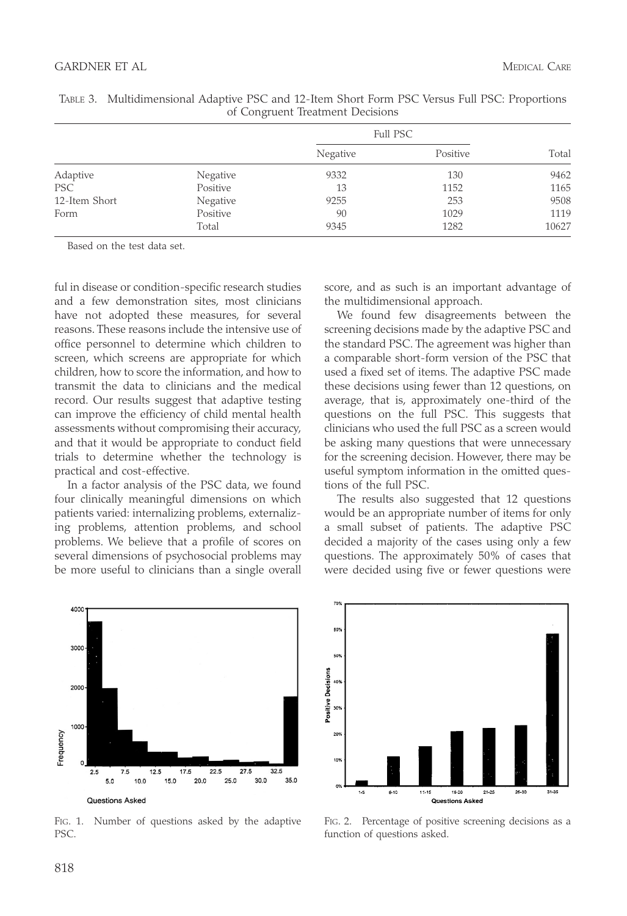TABLE 3. Multidimensional Adaptive PSC and 12-Item Short Form PSC Versus Full PSC: Proportions of Congruent Treatment Decisions

| | | Full PSC | | |
|---|---|---|---|---|
| | | Negative | Positive | Total |
| Adaptive | Negative | 9332 | 130 | 9462 |
| PSC | Positive | 13 | 1152 | 1165 |
| 12-Item Short | Negative | 9255 | 253 | 9508 |
| Form | Positive | 90 | 1029 | 1119 |
| | Total | 9345 | 1282 | 10627 |

Based on the test data set.

ful in disease or condition-specific research studies and a few demonstration sites, most clinicians have not adopted these measures, for several reasons. These reasons include the intensive use of office personnel to determine which children to screen, which screens are appropriate for which children, how to score the information, and how to transmit the data to clinicians and the medical record. Our results suggest that adaptive testing can improve the efficiency of child mental health assessments without compromising their accuracy, and that it would be appropriate to conduct field trials to determine whether the technology is practical and cost-effective.

In a factor analysis of the PSC data, we found four clinically meaningful dimensions on which patients varied: internalizing problems, externalizing problems, attention problems, and school problems. We believe that a profile of scores on several dimensions of psychosocial problems may be more useful to clinicians than a single overall score, and as such is an important advantage of the multidimensional approach.

We found few disagreements between the screening decisions made by the adaptive PSC and the standard PSC. The agreement was higher than a comparable short-form version of the PSC that used a fixed set of items. The adaptive PSC made these decisions using fewer than 12 questions, on average, that is, approximately one-third of the questions on the full PSC. This suggests that clinicians who used the full PSC as a screen would be asking many questions that were unnecessary for the screening decision. However, there may be useful symptom information in the omitted questions of the full PSC.

The results also suggested that 12 questions would be an appropriate number of items for only a small subset of patients. The adaptive PSC decided a majority of the cases using only a few questions. The approximately 50% of cases that were decided using five or fewer questions were

FIG. 1. Number of questions asked by the adaptive PSC.

FIG. 2. Percentage of positive screening decisions as a function of questions asked.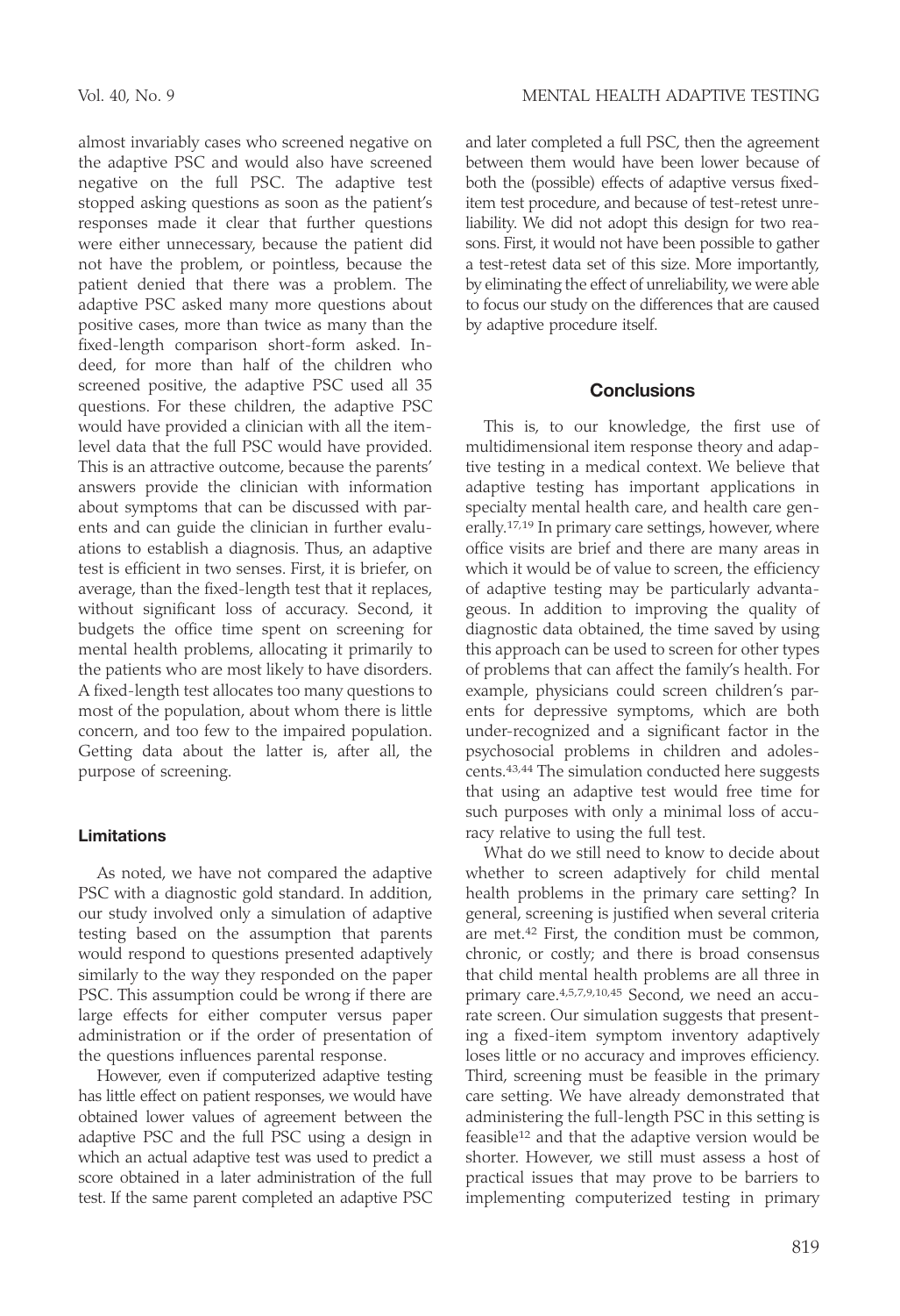almost invariably cases who screened negative on the adaptive PSC and would also have screened negative on the full PSC. The adaptive test stopped asking questions as soon as the patient's responses made it clear that further questions were either unnecessary, because the patient did not have the problem, or pointless, because the patient denied that there was a problem. The adaptive PSC asked many more questions about positive cases, more than twice as many than the fixed-length comparison short-form asked. Indeed, for more than half of the children who screened positive, the adaptive PSC used all 35 questions. For these children, the adaptive PSC would have provided a clinician with all the item-level data that the full PSC would have provided. This is an attractive outcome, because the parents' answers provide the clinician with information about symptoms that can be discussed with parents and can guide the clinician in further evaluations to establish a diagnosis. Thus, an adaptive test is efficient in two senses. First, it is briefer, on average, than the fixed-length test that it replaces, without significant loss of accuracy. Second, it budgets the office time spent on screening for mental health problems, allocating it primarily to the patients who are most likely to have disorders. A fixed-length test allocates too many questions to most of the population, about whom there is little concern, and too few to the impaired population. Getting data about the latter is, after all, the purpose of screening.

### Limitations

As noted, we have not compared the adaptive PSC with a diagnostic gold standard. In addition, our study involved only a simulation of adaptive testing based on the assumption that parents would respond to questions presented adaptively similarly to the way they responded on the paper PSC. This assumption could be wrong if there are large effects for either computer versus paper administration or if the order of presentation of the questions influences parental response.

However, even if computerized adaptive testing has little effect on patient responses, we would have obtained lower values of agreement between the adaptive PSC and the full PSC using a design in which an actual adaptive test was used to predict a score obtained in a later administration of the full test. If the same parent completed an adaptive PSC and later completed a full PSC, then the agreement between them would have been lower because of both the (possible) effects of adaptive versus fixed-item test procedure, and because of test-retest unreliability. We did not adopt this design for two reasons. First, it would not have been possible to gather a test-retest data set of this size. More importantly, by eliminating the effect of unreliability, we were able to focus our study on the differences that are caused by adaptive procedure itself.

## Conclusions

This is, to our knowledge, the first use of multidimensional item response theory and adaptive testing in a medical context. We believe that adaptive testing has important applications in specialty mental health care, and health care generally.[17,19] In primary care settings, however, where office visits are brief and there are many areas in which it would be of value to screen, the efficiency of adaptive testing may be particularly advantageous. In addition to improving the quality of diagnostic data obtained, the time saved by using this approach can be used to screen for other types of problems that can affect the family's health. For example, physicians could screen children's parents for depressive symptoms, which are both under-recognized and a significant factor in the psychosocial problems in children and adolescents.[43,44] The simulation conducted here suggests that using an adaptive test would free time for such purposes with only a minimal loss of accuracy relative to using the full test.

What do we still need to know to decide about whether to screen adaptively for child mental health problems in the primary care setting? In general, screening is justified when several criteria are met.[42] First, the condition must be common, chronic, or costly; and there is broad consensus that child mental health problems are all three in primary care.[4,5,7,9,10,45] Second, we need an accurate screen. Our simulation suggests that presenting a fixed-item symptom inventory adaptively loses little or no accuracy and improves efficiency. Third, screening must be feasible in the primary care setting. We have already demonstrated that administering the full-length PSC in this setting is feasible[12] and that the adaptive version would be shorter. However, we still must assess a host of practical issues that may prove to be barriers to implementing computerized testing in primary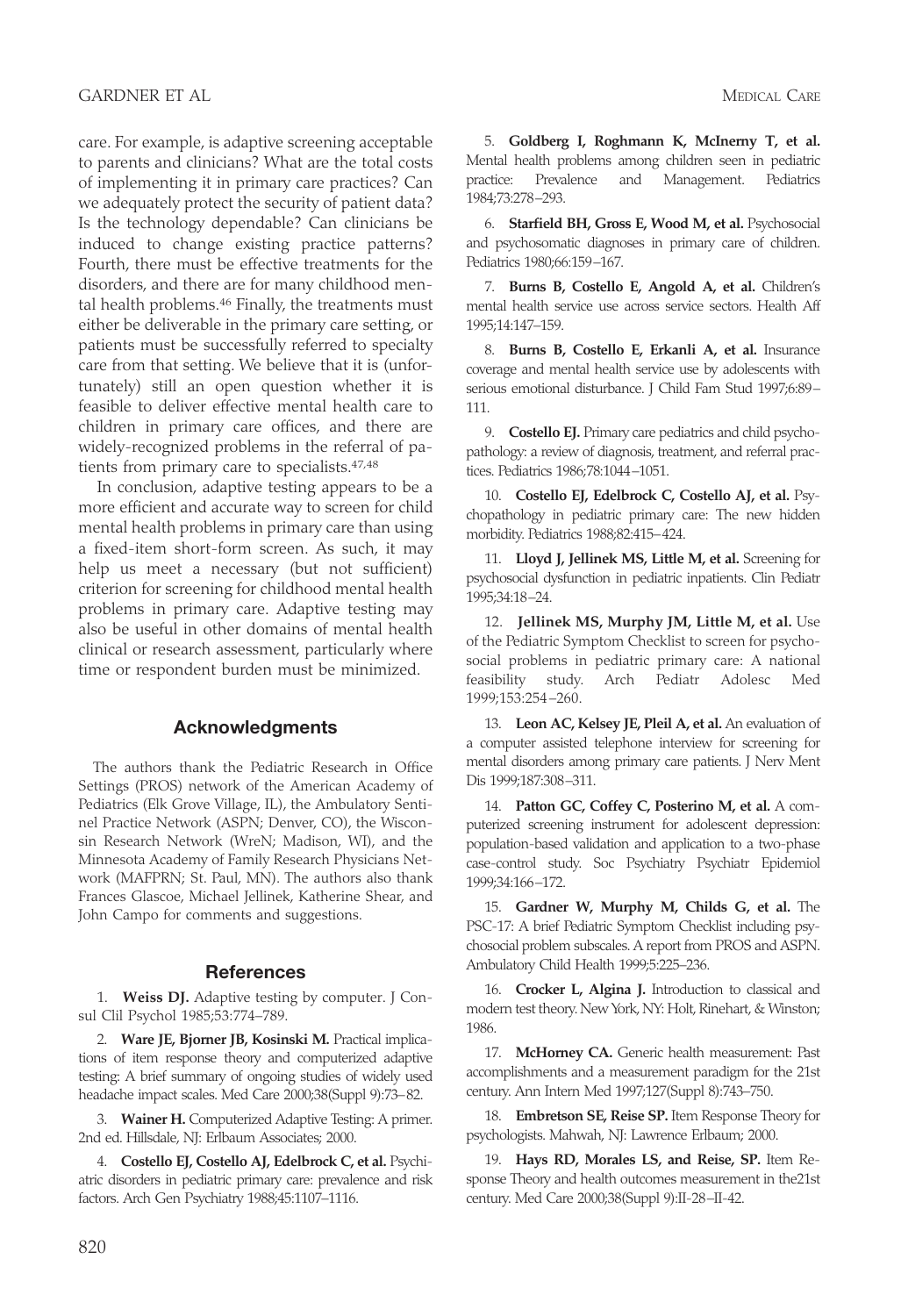care. For example, is adaptive screening acceptable to parents and clinicians? What are the total costs of implementing it in primary care practices? Can we adequately protect the security of patient data? Is the technology dependable? Can clinicians be induced to change existing practice patterns? Fourth, there must be effective treatments for the disorders, and there are for many childhood mental health problems.[46] Finally, the treatments must either be deliverable in the primary care setting, or patients must be successfully referred to specialty care from that setting. We believe that it is (unfortunately) still an open question whether it is feasible to deliver effective mental health care to children in primary care offices, and there are widely-recognized problems in the referral of patients from primary care to specialists.[47,48]

In conclusion, adaptive testing appears to be a more efficient and accurate way to screen for child mental health problems in primary care than using a fixed-item short-form screen. As such, it may help us meet a necessary (but not sufficient) criterion for screening for childhood mental health problems in primary care. Adaptive testing may also be useful in other domains of mental health clinical or research assessment, particularly where time or respondent burden must be minimized.

## Acknowledgments

The authors thank the Pediatric Research in Office Settings (PROS) network of the American Academy of Pediatrics (Elk Grove Village, IL), the Ambulatory Sentinel Practice Network (ASPN; Denver, CO), the Wisconsin Research Network (WreN; Madison, WI), and the Minnesota Academy of Family Research Physicians Network (MAFPRN; St. Paul, MN). The authors also thank Frances Glascoe, Michael Jellinek, Katherine Shear, and John Campo for comments and suggestions.

## References

1. **Weiss DJ.** Adaptive testing by computer. J Consul Clil Psychol 1985;53:774–789.

2. **Ware JE, Bjorner JB, Kosinski M.** Practical implications of item response theory and computerized adaptive testing: A brief summary of ongoing studies of widely used headache impact scales. Med Care 2000;38(Suppl 9):73–82.

3. **Wainer H.** Computerized Adaptive Testing: A primer. 2nd ed. Hillsdale, NJ: Erlbaum Associates; 2000.

4. **Costello EJ, Costello AJ, Edelbrock C, et al.** Psychiatric disorders in pediatric primary care: prevalence and risk factors. Arch Gen Psychiatry 1988;45:1107–1116.

5. **Goldberg I, Roghmann K, McInerny T, et al.** Mental health problems among children seen in pediatric practice: Prevalence and Management. Pediatrics 1984;73:278–293.

6. **Starfield BH, Gross E, Wood M, et al.** Psychosocial and psychosomatic diagnoses in primary care of children. Pediatrics 1980;66:159–167.

7. **Burns B, Costello E, Angold A, et al.** Children's mental health service use across service sectors. Health Aff 1995;14:147–159.

8. **Burns B, Costello E, Erkanli A, et al.** Insurance coverage and mental health service use by adolescents with serious emotional disturbance. J Child Fam Stud 1997;6:89–111.

9. **Costello EJ.** Primary care pediatrics and child psychopathology: a review of diagnosis, treatment, and referral practices. Pediatrics 1986;78:1044–1051.

10. **Costello EJ, Edelbrock C, Costello AJ, et al.** Psychopathology in pediatric primary care: The new hidden morbidity. Pediatrics 1988;82:415–424.

11. **Lloyd J, Jellinek MS, Little M, et al.** Screening for psychosocial dysfunction in pediatric inpatients. Clin Pediatr 1995;34:18–24.

12. **Jellinek MS, Murphy JM, Little M, et al.** Use of the Pediatric Symptom Checklist to screen for psychosocial problems in pediatric primary care: A national feasibility study. Arch Pediatr Adolesc Med 1999;153:254–260.

13. **Leon AC, Kelsey JE, Pleil A, et al.** An evaluation of a computer assisted telephone interview for screening for mental disorders among primary care patients. J Nerv Ment Dis 1999;187:308–311.

14. **Patton GC, Coffey C, Posterino M, et al.** A computerized screening instrument for adolescent depression: population-based validation and application to a two-phase case-control study. Soc Psychiatry Psychiatr Epidemiol 1999;34:166–172.

15. **Gardner W, Murphy M, Childs G, et al.** The PSC-17: A brief Pediatric Symptom Checklist including psychosocial problem subscales. A report from PROS and ASPN. Ambulatory Child Health 1999;5:225–236.

16. **Crocker L, Algina J.** Introduction to classical and modern test theory. New York, NY: Holt, Rinehart, & Winston; 1986.

17. **McHorney CA.** Generic health measurement: Past accomplishments and a measurement paradigm for the 21st century. Ann Intern Med 1997;127(Suppl 8):743–750.

18. **Embretson SE, Reise SP.** Item Response Theory for psychologists. Mahwah, NJ: Lawrence Erlbaum; 2000.

19. **Hays RD, Morales LS, and Reise, SP.** Item Response Theory and health outcomes measurement in the21st century. Med Care 2000;38(Suppl 9):II-28–II-42.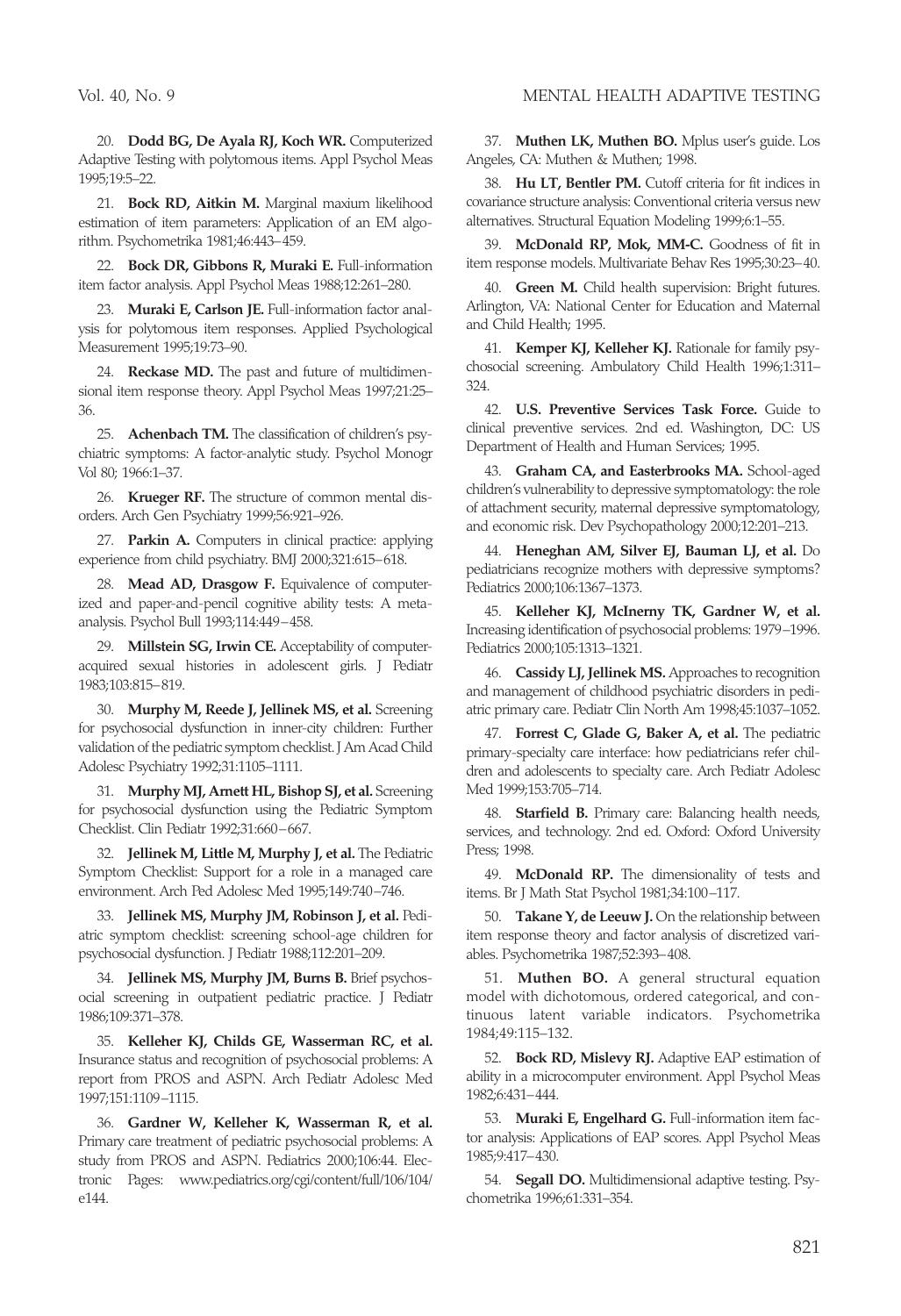20. **Dodd BG, De Ayala RJ, Koch WR.** Computerized Adaptive Testing with polytomous items. Appl Psychol Meas 1995;19:5–22.

21. **Bock RD, Aitkin M.** Marginal maxium likelihood estimation of item parameters: Application of an EM algorithm. Psychometrika 1981;46:443–459.

22. **Bock DR, Gibbons R, Muraki E.** Full-information item factor analysis. Appl Psychol Meas 1988;12:261–280.

23. **Muraki E, Carlson JE.** Full-information factor analysis for polytomous item responses. Applied Psychological Measurement 1995;19:73–90.

24. **Reckase MD.** The past and future of multidimensional item response theory. Appl Psychol Meas 1997;21:25–36.

25. **Achenbach TM.** The classification of children's psychiatric symptoms: A factor-analytic study. Psychol Monogr Vol 80; 1966:1–37.

26. **Krueger RF.** The structure of common mental disorders. Arch Gen Psychiatry 1999;56:921–926.

27. **Parkin A.** Computers in clinical practice: applying experience from child psychiatry. BMJ 2000;321:615–618.

28. **Mead AD, Drasgow F.** Equivalence of computerized and paper-and-pencil cognitive ability tests: A meta-analysis. Psychol Bull 1993;114:449–458.

29. **Millstein SG, Irwin CE.** Acceptability of computer-acquired sexual histories in adolescent girls. J Pediatr 1983;103:815–819.

30. **Murphy M, Reede J, Jellinek MS, et al.** Screening for psychosocial dysfunction in inner-city children: Further validation of the pediatric symptom checklist. J Am Acad Child Adolesc Psychiatry 1992;31:1105–1111.

31. **Murphy MJ, Arnett HL, Bishop SJ, et al.** Screening for psychosocial dysfunction using the Pediatric Symptom Checklist. Clin Pediatr 1992;31:660–667.

32. **Jellinek M, Little M, Murphy J, et al.** The Pediatric Symptom Checklist: Support for a role in a managed care environment. Arch Ped Adolesc Med 1995;149:740–746.

33. **Jellinek MS, Murphy JM, Robinson J, et al.** Pediatric symptom checklist: screening school-age children for psychosocial dysfunction. J Pediatr 1988;112:201–209.

34. **Jellinek MS, Murphy JM, Burns B.** Brief psychosocial screening in outpatient pediatric practice. J Pediatr 1986;109:371–378.

35. **Kelleher KJ, Childs GE, Wasserman RC, et al.** Insurance status and recognition of psychosocial problems: A report from PROS and ASPN. Arch Pediatr Adolesc Med 1997;151:1109–1115.

36. **Gardner W, Kelleher K, Wasserman R, et al.** Primary care treatment of pediatric psychosocial problems: A study from PROS and ASPN. Pediatrics 2000;106:44. Electronic Pages: www.pediatrics.org/cgi/content/full/106/104/e144.

37. **Muthen LK, Muthen BO.** Mplus user's guide. Los Angeles, CA: Muthen & Muthen; 1998.

38. **Hu LT, Bentler PM.** Cutoff criteria for fit indices in covariance structure analysis: Conventional criteria versus new alternatives. Structural Equation Modeling 1999;6:1–55.

39. **McDonald RP, Mok, MM-C.** Goodness of fit in item response models. Multivariate Behav Res 1995;30:23–40.

40. **Green M.** Child health supervision: Bright futures. Arlington, VA: National Center for Education and Maternal and Child Health; 1995.

41. **Kemper KJ, Kelleher KJ.** Rationale for family psychosocial screening. Ambulatory Child Health 1996;1:311–324.

42. **U.S. Preventive Services Task Force.** Guide to clinical preventive services. 2nd ed. Washington, DC: US Department of Health and Human Services; 1995.

43. **Graham CA, and Easterbrooks MA.** School-aged children's vulnerability to depressive symptomatology: the role of attachment security, maternal depressive symptomatology, and economic risk. Dev Psychopathology 2000;12:201–213.

44. **Heneghan AM, Silver EJ, Bauman LJ, et al.** Do pediatricians recognize mothers with depressive symptoms? Pediatrics 2000;106:1367–1373.

45. **Kelleher KJ, McInerny TK, Gardner W, et al.** Increasing identification of psychosocial problems: 1979–1996. Pediatrics 2000;105:1313–1321.

46. **Cassidy LJ, Jellinek MS.** Approaches to recognition and management of childhood psychiatric disorders in pediatric primary care. Pediatr Clin North Am 1998;45:1037–1052.

47. **Forrest C, Glade G, Baker A, et al.** The pediatric primary-specialty care interface: how pediatricians refer children and adolescents to specialty care. Arch Pediatr Adolesc Med 1999;153:705–714.

48. **Starfield B.** Primary care: Balancing health needs, services, and technology. 2nd ed. Oxford: Oxford University Press; 1998.

49. **McDonald RP.** The dimensionality of tests and items. Br J Math Stat Psychol 1981;34:100–117.

50. **Takane Y, de Leeuw J.** On the relationship between item response theory and factor analysis of discretized variables. Psychometrika 1987;52:393–408.

51. **Muthen BO.** A general structural equation model with dichotomous, ordered categorical, and continuous latent variable indicators. Psychometrika 1984;49:115–132.

52. **Bock RD, Mislevy RJ.** Adaptive EAP estimation of ability in a microcomputer environment. Appl Psychol Meas 1982;6:431–444.

53. **Muraki E, Engelhard G.** Full-information item factor analysis: Applications of EAP scores. Appl Psychol Meas 1985;9:417–430.

54. **Segall DO.** Multidimensional adaptive testing. Psychometrika 1996;61:331–354.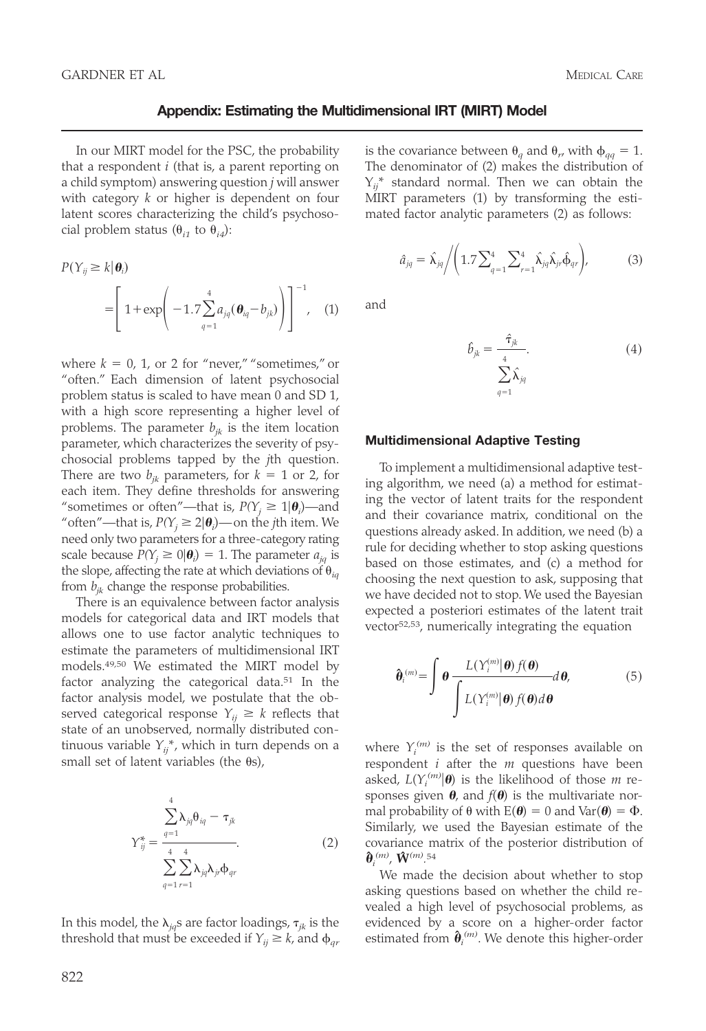## Appendix: Estimating the Multidimensional IRT (MIRT) Model

In our MIRT model for the PSC, the probability that a respondent $i$ (that is, a parent reporting on a child symptom) answering question $j$ will answer with category $k$ or higher is dependent on four latent scores characterizing the child's psychosocial problem status ($\theta_{i1}$ to $\theta_{i4}$):

$$P(Y_{ij} \geq k|\boldsymbol{\theta}_i) = \left[1 + \exp\left(-1.7\sum_{q=1}^{4} a_{jq}(\boldsymbol{\theta}_{iq} - b_{jk})\right)\right]^{-1}, \quad (1)$$

where $k = 0$, 1, or 2 for "never," "sometimes," or "often." Each dimension of latent psychosocial problem status is scaled to have mean 0 and SD 1, with a high score representing a higher level of problems. The parameter $b_{jk}$ is the item location parameter, which characterizes the severity of psychosocial problems tapped by the $j$th question. There are two $b_{jk}$ parameters, for $k = 1$ or 2, for each item. They define thresholds for answering "sometimes or often"—that is, $P(Y_j \geq 1|\boldsymbol{\theta}_i)$—and "often"—that is, $P(Y_j \geq 2|\boldsymbol{\theta}_i)$—on the $j$th item. We need only two parameters for a three-category rating scale because $P(Y_j \geq 0|\boldsymbol{\theta}_i) = 1$. The parameter $a_{jq}$ is the slope, affecting the rate at which deviations of $\theta_{iq}$ from $b_{jk}$ change the response probabilities.

There is an equivalence between factor analysis models for categorical data and IRT models that allows one to use factor analytic techniques to estimate the parameters of multidimensional IRT models.[49,50] We estimated the MIRT model by factor analyzing the categorical data.[51] In the factor analysis model, we postulate that the observed categorical response $Y_{ij} \geq k$ reflects that state of an unobserved, normally distributed continuous variable $Y_{ij}{}^*$, which in turn depends on a small set of latent variables (the θs),

$$Y_{ij}^* = \frac{\sum_{q=1}^{4} \lambda_{jq}\theta_{iq} - \tau_{jk}}{\sum_{q=1}^{4}\sum_{r=1}^{4} \lambda_{jq}\lambda_{jr}\phi_{qr}}. \quad (2)$$

In this model, the $\lambda_{jq}$s are factor loadings, $\tau_{jk}$ is the threshold that must be exceeded if $Y_{ij} \geq k$, and $\phi_{qr}$ is the covariance between $\theta_q$ and $\theta_r$, with $\phi_{qq} = 1$. The denominator of (2) makes the distribution of $Y_{ij}{}^*$ standard normal. Then we can obtain the MIRT parameters (1) by transforming the estimated factor analytic parameters (2) as follows:

$$\hat{a}_{jq} = \hat{\lambda}_{jq} \bigg/ \left(1.7\sum_{q=1}^{4}\sum_{r=1}^{4} \hat{\lambda}_{jq}\hat{\lambda}_{jr}\hat{\phi}_{qr}\right), \quad (3)$$

and

$$\hat{b}_{jk} = \frac{\hat{\tau}_{jk}}{\sum_{q=1}^{4} \hat{\lambda}_{jq}}. \quad (4)$$

### Multidimensional Adaptive Testing

To implement a multidimensional adaptive testing algorithm, we need (a) a method for estimating the vector of latent traits for the respondent and their covariance matrix, conditional on the questions already asked. In addition, we need (b) a rule for deciding whether to stop asking questions based on those estimates, and (c) a method for choosing the next question to ask, supposing that we have decided not to stop. We used the Bayesian expected a posteriori estimates of the latent trait vector[52,53], numerically integrating the equation

$$\hat{\boldsymbol{\theta}}_i^{(m)} = \int \boldsymbol{\theta} \frac{L(Y_i^{(m)}|\boldsymbol{\theta})f(\boldsymbol{\theta})}{\int L(Y_i^{(m)}|\boldsymbol{\theta})f(\boldsymbol{\theta})d\boldsymbol{\theta}} d\boldsymbol{\theta}, \quad (5)$$

where $Y_i^{(m)}$ is the set of responses available on respondent $i$ after the $m$ questions have been asked, $L(Y_i^{(m)}|\boldsymbol{\theta})$ is the likelihood of those $m$ responses given $\boldsymbol{\theta}$, and $f(\boldsymbol{\theta})$ is the multivariate normal probability of θ with $E(\boldsymbol{\theta}) = 0$ and $Var(\boldsymbol{\theta}) = \Phi$. Similarly, we used the Bayesian estimate of the covariance matrix of the posterior distribution of $\hat{\boldsymbol{\theta}}_i^{(m)}$, $\hat{\mathbf{W}}^{(m)}$.[54]

We made the decision about whether to stop asking questions based on whether the child revealed a high level of psychosocial problems, as evidenced by a score on a higher-order factor estimated from $\hat{\boldsymbol{\theta}}_i^{(m)}$. We denote this higher-order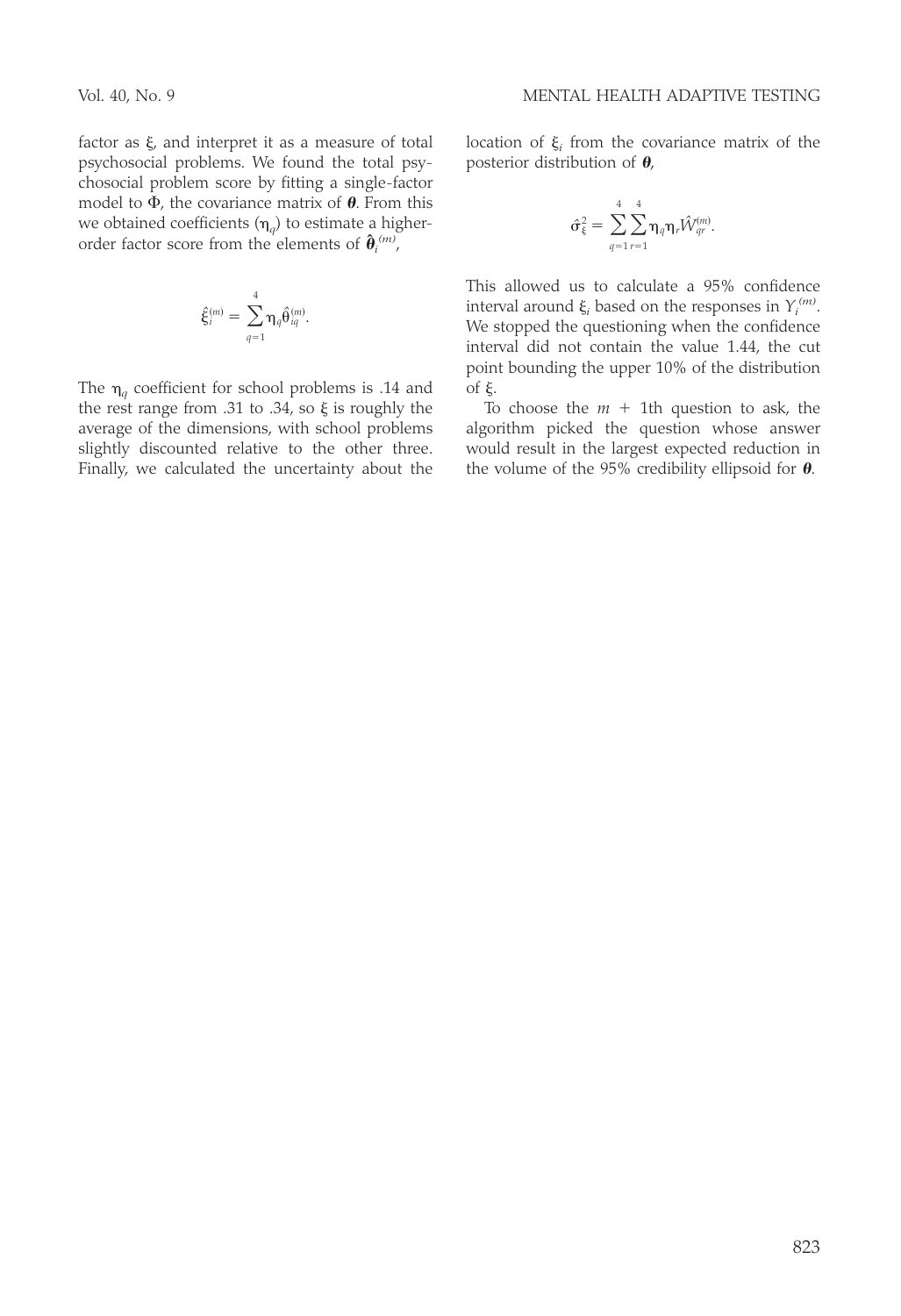factor as $\xi$, and interpret it as a measure of total psychosocial problems. We found the total psychosocial problem score by fitting a single-factor model to $\Phi$, the covariance matrix of $\boldsymbol{\theta}$. From this we obtained coefficients ($\eta_q$) to estimate a higher-order factor score from the elements of $\hat{\boldsymbol{\theta}}_i^{(m)}$,

$$\hat{\xi}_i^{(m)} = \sum_{q=1}^{4} \eta_q \hat{\theta}_{iq}^{(m)}.$$

The $\eta_q$ coefficient for school problems is .14 and the rest range from .31 to .34, so $\xi$ is roughly the average of the dimensions, with school problems slightly discounted relative to the other three. Finally, we calculated the uncertainty about the location of $\xi_i$ from the covariance matrix of the posterior distribution of $\boldsymbol{\theta}$,

$$\hat{\sigma}_\xi^2 = \sum_{q=1}^{4} \sum_{r=1}^{4} \eta_q \eta_r \hat{W}_{qr}^{(m)}.$$

This allowed us to calculate a 95% confidence interval around $\xi_i$ based on the responses in $Y_i^{(m)}$. We stopped the questioning when the confidence interval did not contain the value 1.44, the cut point bounding the upper 10% of the distribution of $\xi$.

To choose the $m$ + 1th question to ask, the algorithm picked the question whose answer would result in the largest expected reduction in the volume of the 95% credibility ellipsoid for $\boldsymbol{\theta}$.